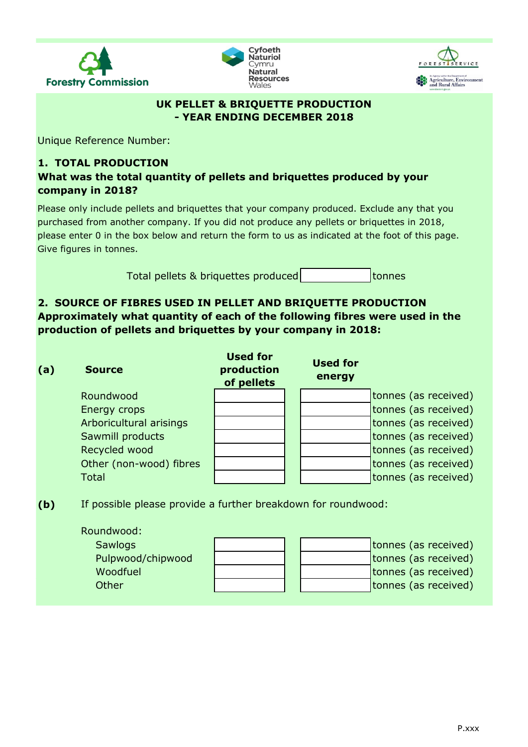Forestry Commission

Cyfoeth Naturiol Cymru
Natural Resources Wales

Forest Service
An Agency within the Department of Agriculture, Environment and Rural Affairs

## UK PELLET & BRIQUETTE PRODUCTION
## - YEAR ENDING DECEMBER 2018

Unique Reference Number:

### 1. TOTAL PRODUCTION

**What was the total quantity of pellets and briquettes produced by your company in 2018?**

Please only include pellets and briquettes that your company produced. Exclude any that you purchased from another company. If you did not produce any pellets or briquettes in 2018, please enter 0 in the box below and return the form to us as indicated at the foot of this page. Give figures in tonnes.

Total pellets & briquettes produced [ ] tonnes

### 2. SOURCE OF FIBRES USED IN PELLET AND BRIQUETTE PRODUCTION

**Approximately what quantity of each of the following fibres were used in the production of pellets and briquettes by your company in 2018:**

**(a)**

| Source | Used for production of pellets | Used for energy | |
|---|---|---|---|
| Roundwood | | | tonnes (as received) |
| Energy crops | | | tonnes (as received) |
| Arboricultural arisings | | | tonnes (as received) |
| Sawmill products | | | tonnes (as received) |
| Recycled wood | | | tonnes (as received) |
| Other (non-wood) fibres | | | tonnes (as received) |
| Total | | | tonnes (as received) |

**(b)** If possible please provide a further breakdown for roundwood:

| Roundwood: | | | |
|---|---|---|---|
| Sawlogs | | | tonnes (as received) |
| Pulpwood/chipwood | | | tonnes (as received) |
| Woodfuel | | | tonnes (as received) |
| Other | | | tonnes (as received) |

P.xxx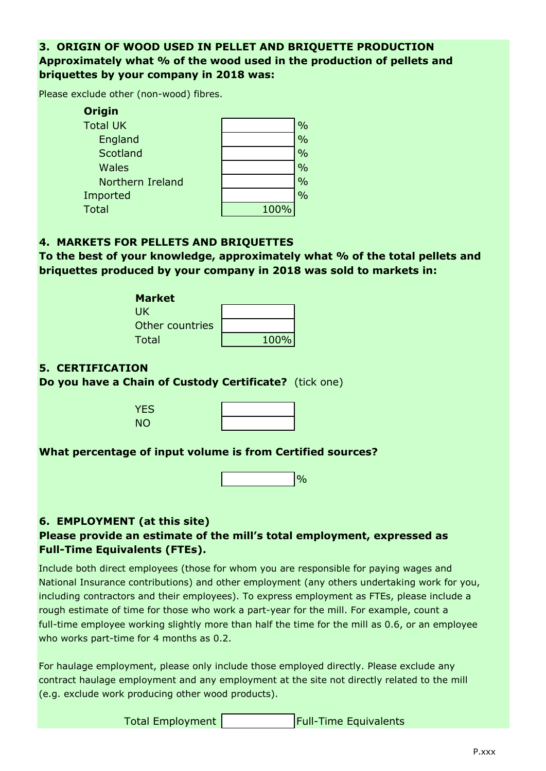### 3. ORIGIN OF WOOD USED IN PELLET AND BRIQUETTE PRODUCTION

**Approximately what % of the wood used in the production of pellets and briquettes by your company in 2018 was:**

Please exclude other (non-wood) fibres.

| Origin | | |
|---|---|---|
| Total UK | | % |
| England | | % |
| Scotland | | % |
| Wales | | % |
| Northern Ireland | | % |
| Imported | | % |
| Total | 100% | |

### 4. MARKETS FOR PELLETS AND BRIQUETTES

**To the best of your knowledge, approximately what % of the total pellets and briquettes produced by your company in 2018 was sold to markets in:**

| Market | |
|---|---|
| UK | |
| Other countries | |
| Total | 100% |

### 5. CERTIFICATION

**Do you have a Chain of Custody Certificate?** (tick one)

| | |
|---|---|
| YES | |
| NO | |

**What percentage of input volume is from Certified sources?**

______ %

### 6. EMPLOYMENT (at this site)

**Please provide an estimate of the mill's total employment, expressed as Full-Time Equivalents (FTEs).**

Include both direct employees (those for whom you are responsible for paying wages and National Insurance contributions) and other employment (any others undertaking work for you, including contractors and their employees). To express employment as FTEs, please include a rough estimate of time for those who work a part-year for the mill. For example, count a full-time employee working slightly more than half the time for the mill as 0.6, or an employee who works part-time for 4 months as 0.2.

For haulage employment, please only include those employed directly. Please exclude any contract haulage employment and any employment at the site not directly related to the mill (e.g. exclude work producing other wood products).

Total Employment ______ Full-Time Equivalents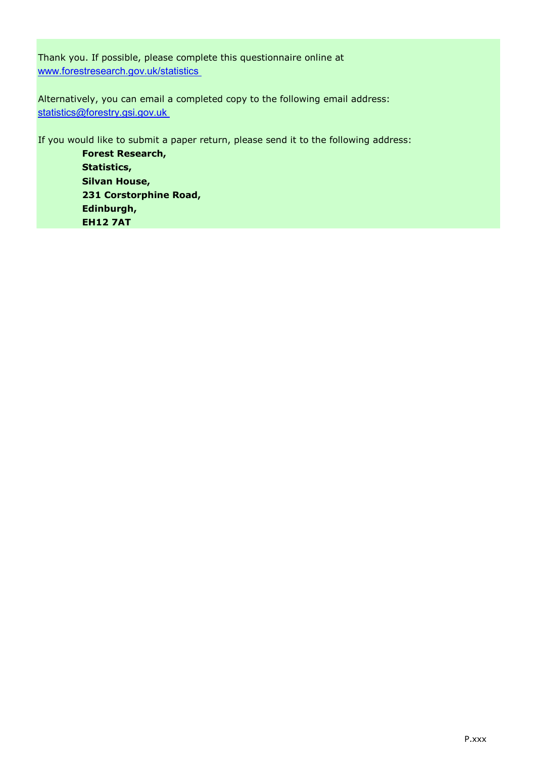Thank you. If possible, please complete this questionnaire online at
www.forestresearch.gov.uk/statistics

Alternatively, you can email a completed copy to the following email address:
statistics@forestry.gsi.gov.uk

If you would like to submit a paper return, please send it to the following address:

**Forest Research,**
**Statistics,**
**Silvan House,**
**231 Corstorphine Road,**
**Edinburgh,**
**EH12 7AT**